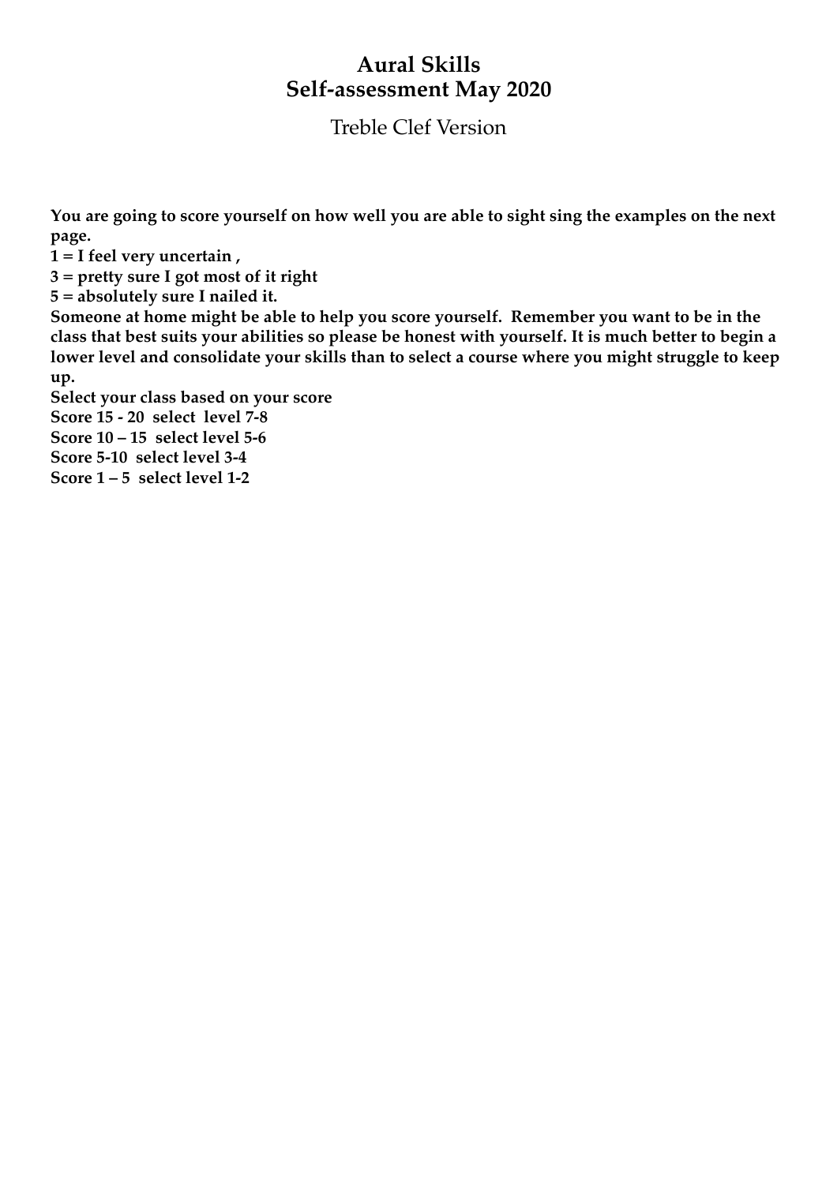# Aural Skills
# Self-assessment May 2020

Treble Clef Version

**You are going to score yourself on how well you are able to sight sing the examples on the next page.**
**1 = I feel very uncertain ,**
**3 = pretty sure I got most of it right**
**5 = absolutely sure I nailed it.**
**Someone at home might be able to help you score yourself. Remember you want to be in the class that best suits your abilities so please be honest with yourself. It is much better to begin a lower level and consolidate your skills than to select a course where you might struggle to keep up.**
**Select your class based on your score**
**Score 15 - 20 select level 7-8**
**Score 10 – 15 select level 5-6**
**Score 5-10 select level 3-4**
**Score 1 – 5 select level 1-2**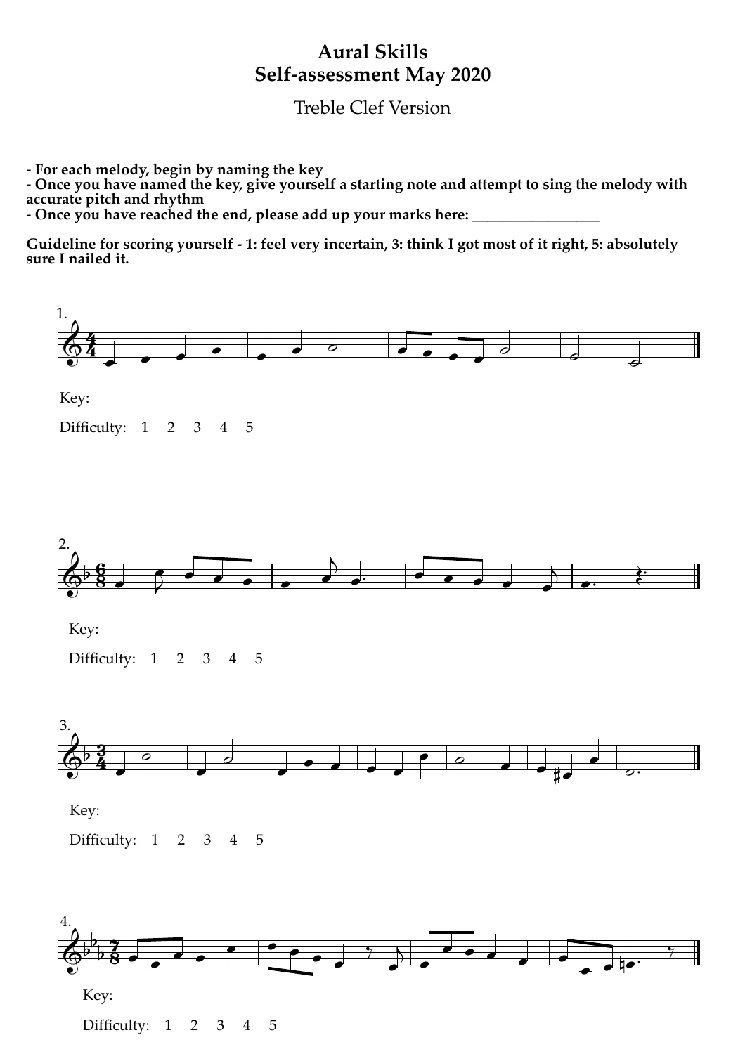# Aural Skills
## Self-assessment May 2020

Treble Clef Version

**- For each melody, begin by naming the key**
**- Once you have named the key, give yourself a starting note and attempt to sing the melody with accurate pitch and rhythm**
**- Once you have reached the end, please add up your marks here: _________________**

**Guideline for scoring yourself - 1: feel very incertain, 3: think I got most of it right, 5: absolutely sure I nailed it.**

1.

Key:

Difficulty: 1 2 3 4 5

2.

Key:

Difficulty: 1 2 3 4 5

3.

Key:

Difficulty: 1 2 3 4 5

4.

Key:

Difficulty: 1 2 3 4 5